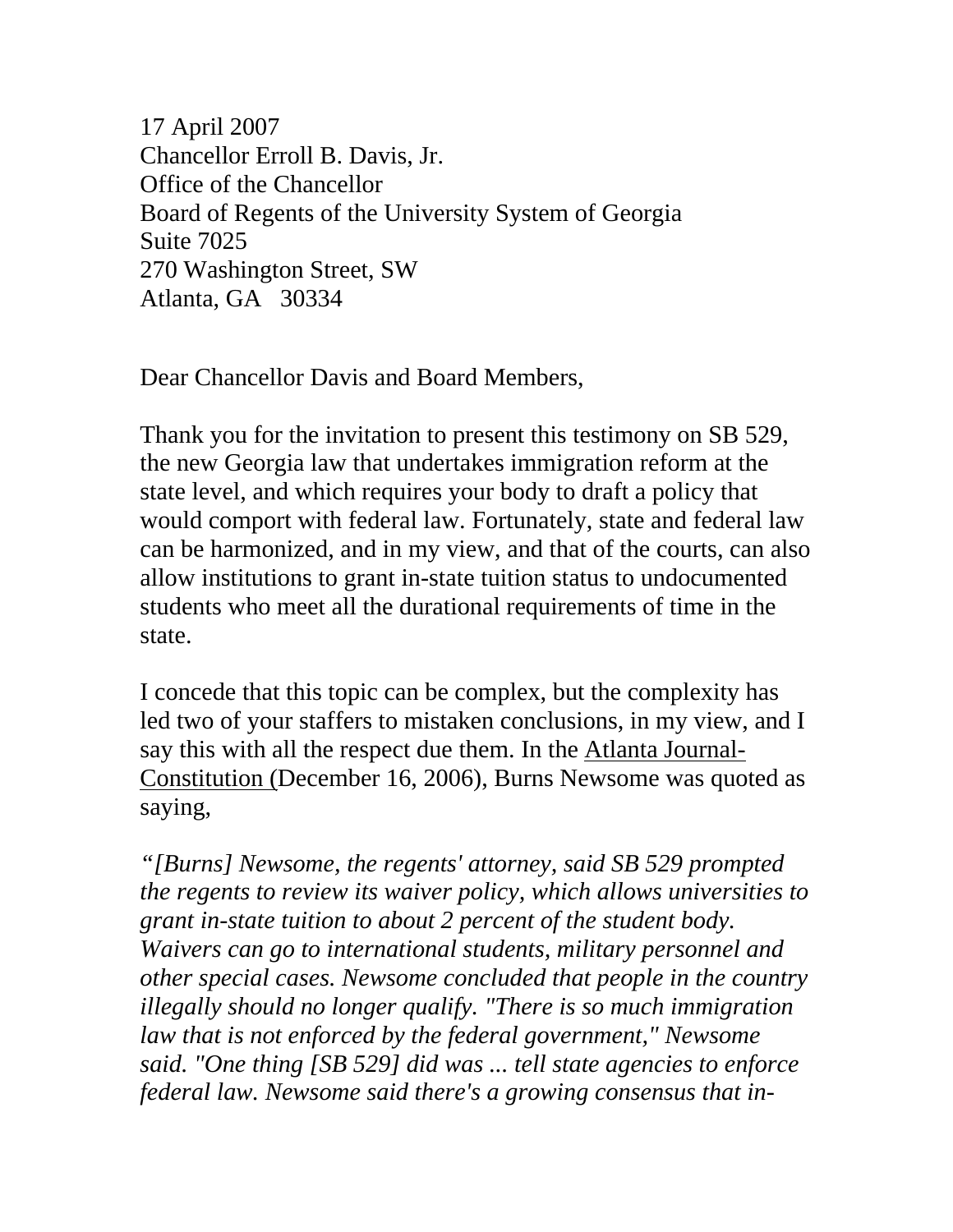17 April 2007
Chancellor Erroll B. Davis, Jr.
Office of the Chancellor
Board of Regents of the University System of Georgia
Suite 7025
270 Washington Street, SW
Atlanta, GA 30334

Dear Chancellor Davis and Board Members,

Thank you for the invitation to present this testimony on SB 529, the new Georgia law that undertakes immigration reform at the state level, and which requires your body to draft a policy that would comport with federal law. Fortunately, state and federal law can be harmonized, and in my view, and that of the courts, can also allow institutions to grant in-state tuition status to undocumented students who meet all the durational requirements of time in the state.

I concede that this topic can be complex, but the complexity has led two of your staffers to mistaken conclusions, in my view, and I say this with all the respect due them. In the Atlanta Journal-Constitution (December 16, 2006), Burns Newsome was quoted as saying,

*"[Burns] Newsome, the regents' attorney, said SB 529 prompted the regents to review its waiver policy, which allows universities to grant in-state tuition to about 2 percent of the student body. Waivers can go to international students, military personnel and other special cases. Newsome concluded that people in the country illegally should no longer qualify. "There is so much immigration law that is not enforced by the federal government," Newsome said. "One thing [SB 529] did was ... tell state agencies to enforce federal law. Newsome said there's a growing consensus that in-*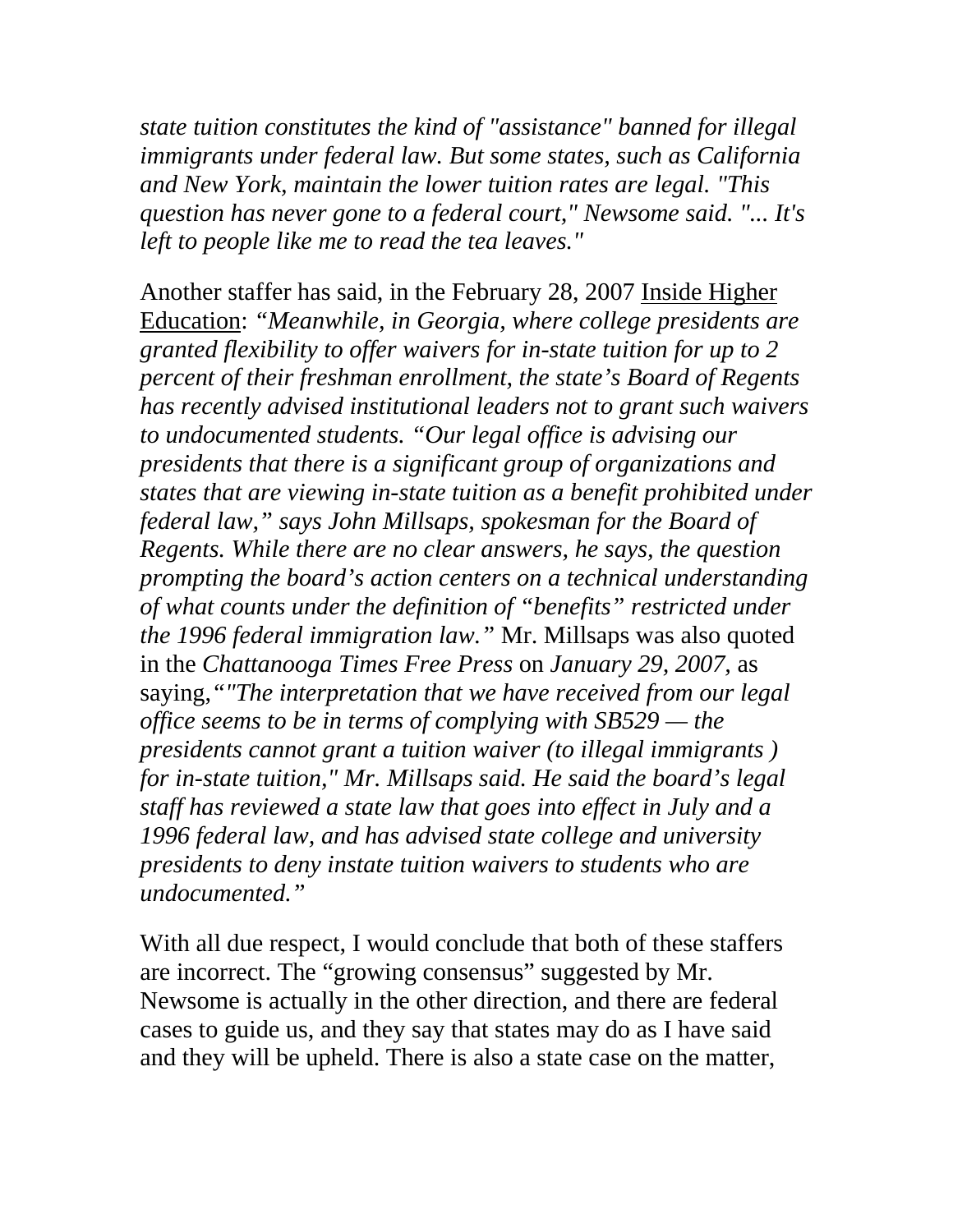*state tuition constitutes the kind of "assistance" banned for illegal immigrants under federal law. But some states, such as California and New York, maintain the lower tuition rates are legal. "This question has never gone to a federal court," Newsome said. "... It's left to people like me to read the tea leaves."*

Another staffer has said, in the February 28, 2007 Inside Higher Education: *"Meanwhile, in Georgia, where college presidents are granted flexibility to offer waivers for in-state tuition for up to 2 percent of their freshman enrollment, the state's Board of Regents has recently advised institutional leaders not to grant such waivers to undocumented students. "Our legal office is advising our presidents that there is a significant group of organizations and states that are viewing in-state tuition as a benefit prohibited under federal law," says John Millsaps, spokesman for the Board of Regents. While there are no clear answers, he says, the question prompting the board's action centers on a technical understanding of what counts under the definition of "benefits" restricted under the 1996 federal immigration law."* Mr. Millsaps was also quoted in the *Chattanooga Times Free Press* on *January 29, 2007*, as saying,*""The interpretation that we have received from our legal office seems to be in terms of complying with SB529 — the presidents cannot grant a tuition waiver (to illegal immigrants ) for in-state tuition," Mr. Millsaps said. He said the board's legal staff has reviewed a state law that goes into effect in July and a 1996 federal law, and has advised state college and university presidents to deny instate tuition waivers to students who are undocumented."*

With all due respect, I would conclude that both of these staffers are incorrect. The "growing consensus" suggested by Mr. Newsome is actually in the other direction, and there are federal cases to guide us, and they say that states may do as I have said and they will be upheld. There is also a state case on the matter,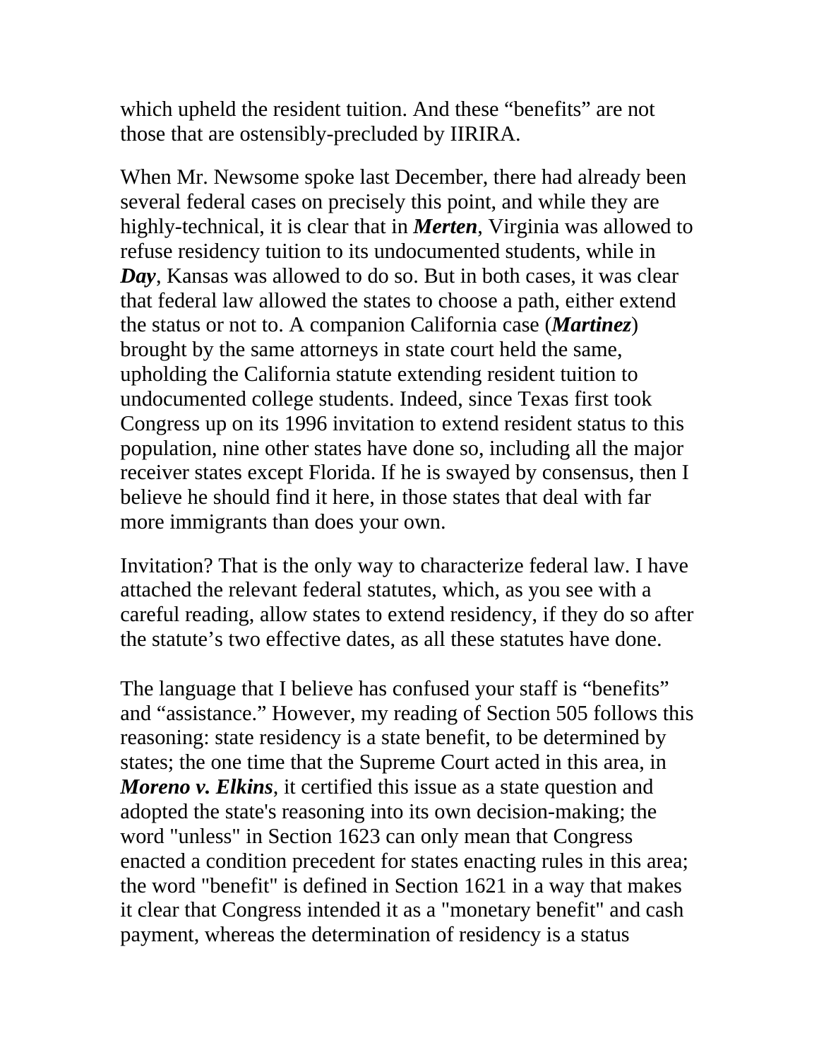which upheld the resident tuition. And these "benefits" are not those that are ostensibly-precluded by IIRIRA.

When Mr. Newsome spoke last December, there had already been several federal cases on precisely this point, and while they are highly-technical, it is clear that in ***Merten***, Virginia was allowed to refuse residency tuition to its undocumented students, while in ***Day***, Kansas was allowed to do so. But in both cases, it was clear that federal law allowed the states to choose a path, either extend the status or not to. A companion California case (***Martinez***) brought by the same attorneys in state court held the same, upholding the California statute extending resident tuition to undocumented college students. Indeed, since Texas first took Congress up on its 1996 invitation to extend resident status to this population, nine other states have done so, including all the major receiver states except Florida. If he is swayed by consensus, then I believe he should find it here, in those states that deal with far more immigrants than does your own.

Invitation? That is the only way to characterize federal law. I have attached the relevant federal statutes, which, as you see with a careful reading, allow states to extend residency, if they do so after the statute's two effective dates, as all these statutes have done.

The language that I believe has confused your staff is "benefits" and "assistance." However, my reading of Section 505 follows this reasoning: state residency is a state benefit, to be determined by states; the one time that the Supreme Court acted in this area, in ***Moreno v. Elkins***, it certified this issue as a state question and adopted the state's reasoning into its own decision-making; the word "unless" in Section 1623 can only mean that Congress enacted a condition precedent for states enacting rules in this area; the word "benefit" is defined in Section 1621 in a way that makes it clear that Congress intended it as a "monetary benefit" and cash payment, whereas the determination of residency is a status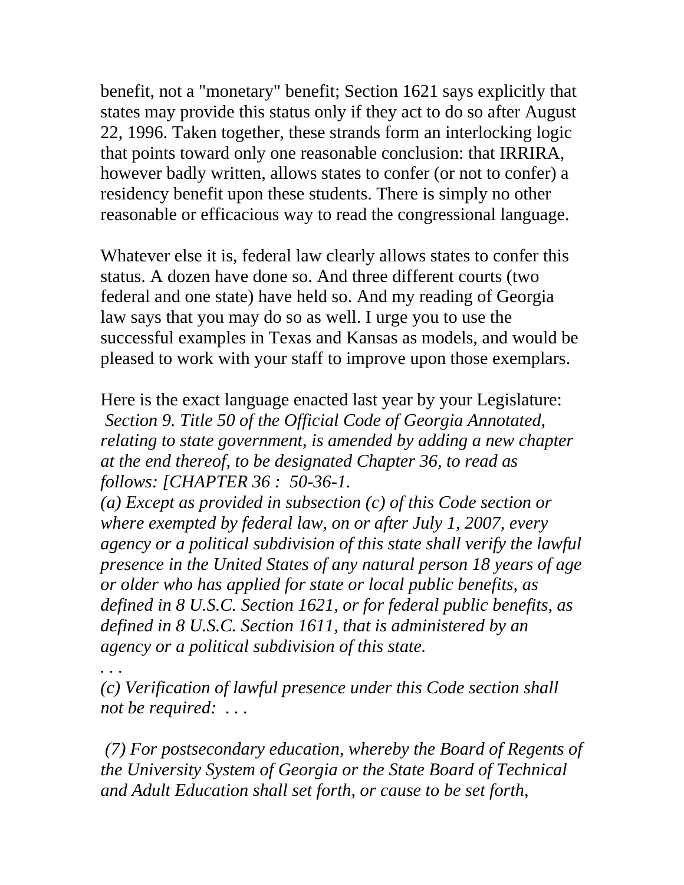benefit, not a "monetary" benefit; Section 1621 says explicitly that states may provide this status only if they act to do so after August 22, 1996. Taken together, these strands form an interlocking logic that points toward only one reasonable conclusion: that IRRIRA, however badly written, allows states to confer (or not to confer) a residency benefit upon these students. There is simply no other reasonable or efficacious way to read the congressional language.

Whatever else it is, federal law clearly allows states to confer this status. A dozen have done so. And three different courts (two federal and one state) have held so. And my reading of Georgia law says that you may do so as well. I urge you to use the successful examples in Texas and Kansas as models, and would be pleased to work with your staff to improve upon those exemplars.

Here is the exact language enacted last year by your Legislature:
*Section 9. Title 50 of the Official Code of Georgia Annotated, relating to state government, is amended by adding a new chapter at the end thereof, to be designated Chapter 36, to read as follows: [CHAPTER 36 : 50-36-1.*
*(a) Except as provided in subsection (c) of this Code section or where exempted by federal law, on or after July 1, 2007, every agency or a political subdivision of this state shall verify the lawful presence in the United States of any natural person 18 years of age or older who has applied for state or local public benefits, as defined in 8 U.S.C. Section 1621, or for federal public benefits, as defined in 8 U.S.C. Section 1611, that is administered by an agency or a political subdivision of this state.*
*. . .*
*(c) Verification of lawful presence under this Code section shall not be required: . . .*

*(7) For postsecondary education, whereby the Board of Regents of the University System of Georgia or the State Board of Technical and Adult Education shall set forth, or cause to be set forth,*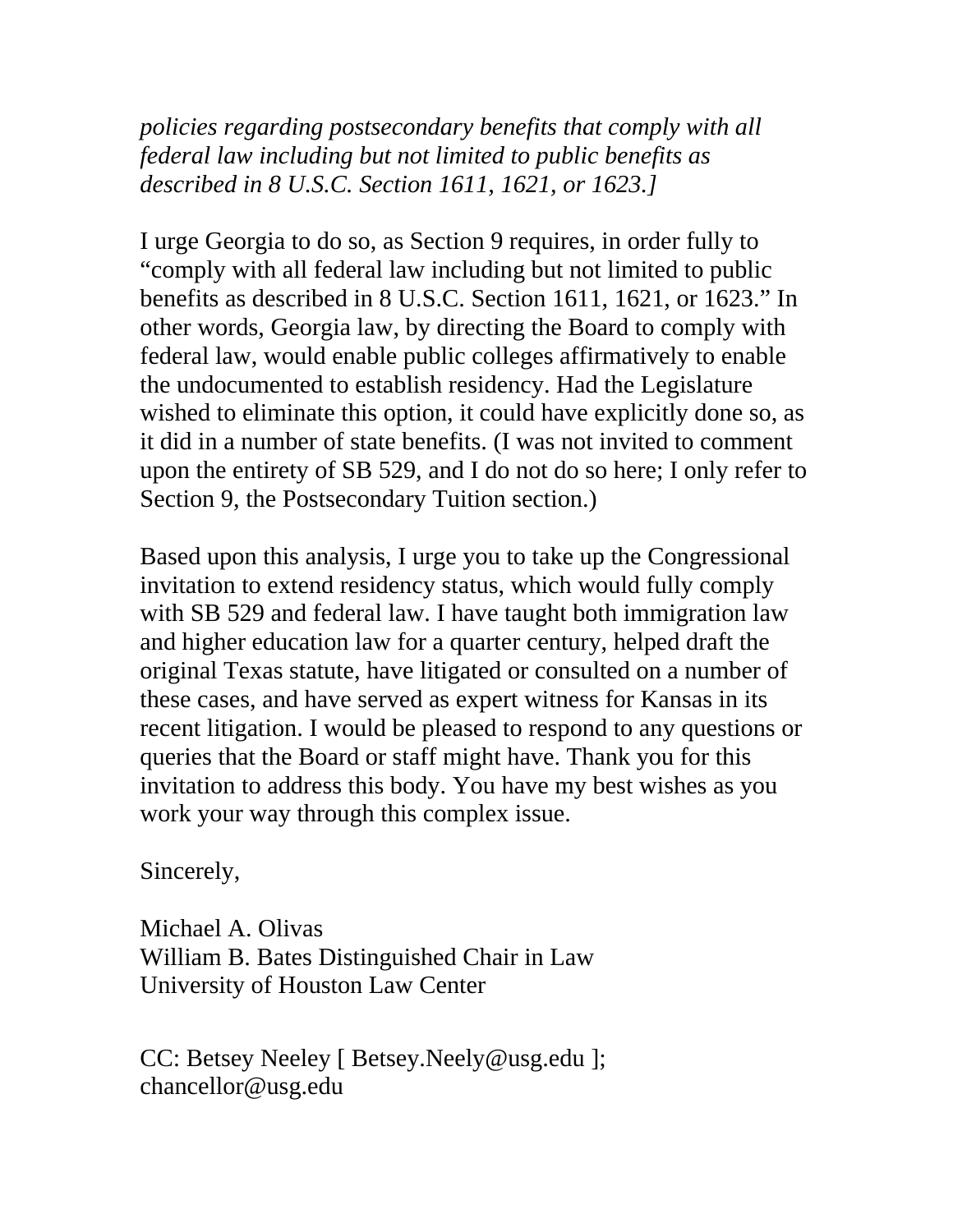*policies regarding postsecondary benefits that comply with all federal law including but not limited to public benefits as described in 8 U.S.C. Section 1611, 1621, or 1623.]*

I urge Georgia to do so, as Section 9 requires, in order fully to "comply with all federal law including but not limited to public benefits as described in 8 U.S.C. Section 1611, 1621, or 1623." In other words, Georgia law, by directing the Board to comply with federal law, would enable public colleges affirmatively to enable the undocumented to establish residency. Had the Legislature wished to eliminate this option, it could have explicitly done so, as it did in a number of state benefits. (I was not invited to comment upon the entirety of SB 529, and I do not do so here; I only refer to Section 9, the Postsecondary Tuition section.)

Based upon this analysis, I urge you to take up the Congressional invitation to extend residency status, which would fully comply with SB 529 and federal law. I have taught both immigration law and higher education law for a quarter century, helped draft the original Texas statute, have litigated or consulted on a number of these cases, and have served as expert witness for Kansas in its recent litigation. I would be pleased to respond to any questions or queries that the Board or staff might have. Thank you for this invitation to address this body. You have my best wishes as you work your way through this complex issue.

Sincerely,

Michael A. Olivas
William B. Bates Distinguished Chair in Law
University of Houston Law Center

CC: Betsey Neeley [ Betsey.Neely@usg.edu ];
chancellor@usg.edu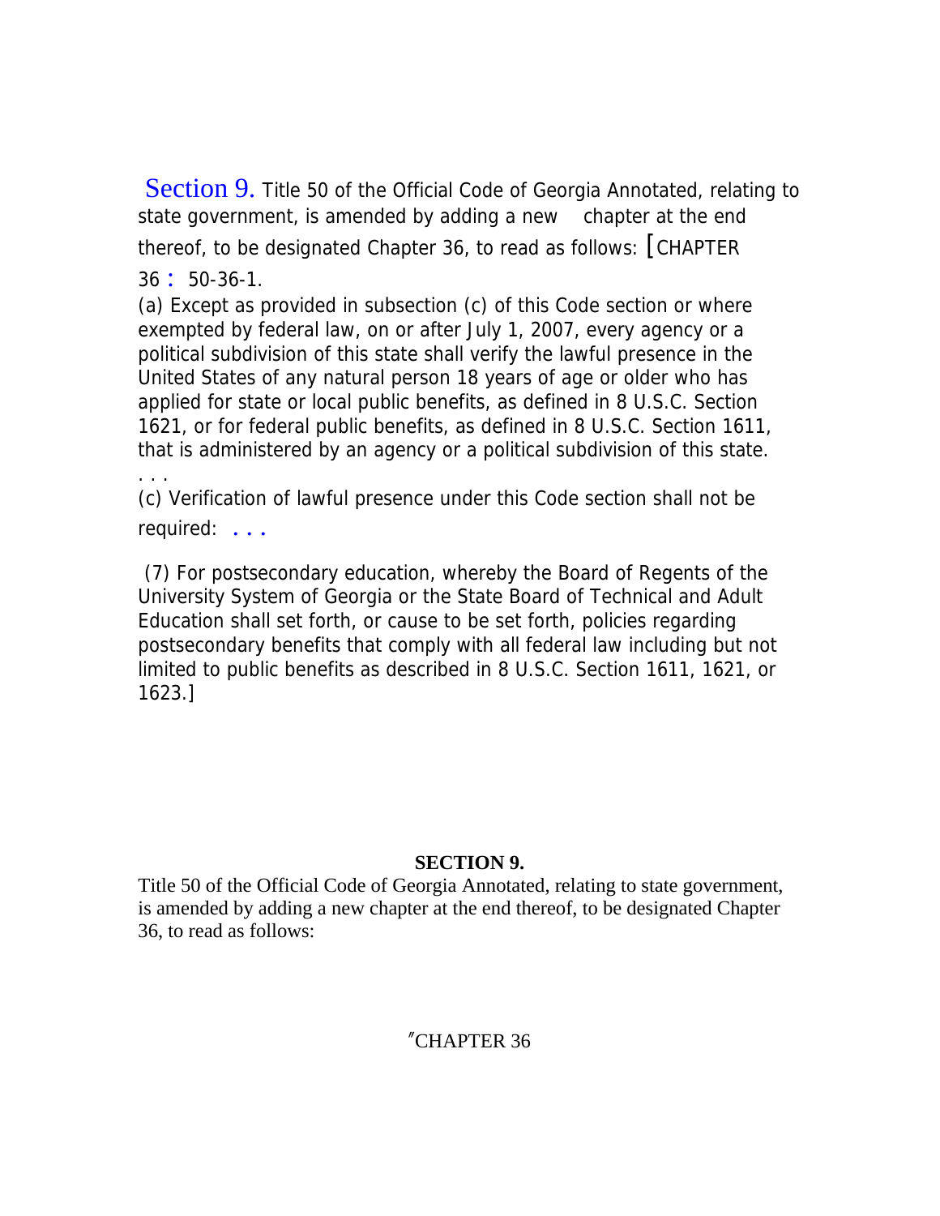Section 9. Title 50 of the Official Code of Georgia Annotated, relating to state government, is amended by adding a new chapter at the end thereof, to be designated Chapter 36, to read as follows: [CHAPTER 36 : 50-36-1.

(a) Except as provided in subsection (c) of this Code section or where exempted by federal law, on or after July 1, 2007, every agency or a political subdivision of this state shall verify the lawful presence in the United States of any natural person 18 years of age or older who has applied for state or local public benefits, as defined in 8 U.S.C. Section 1621, or for federal public benefits, as defined in 8 U.S.C. Section 1611, that is administered by an agency or a political subdivision of this state.

. . .

(c) Verification of lawful presence under this Code section shall not be required: . . .

(7) For postsecondary education, whereby the Board of Regents of the University System of Georgia or the State Board of Technical and Adult Education shall set forth, or cause to be set forth, policies regarding postsecondary benefits that comply with all federal law including but not limited to public benefits as described in 8 U.S.C. Section 1611, 1621, or 1623.]

**SECTION 9.**

Title 50 of the Official Code of Georgia Annotated, relating to state government, is amended by adding a new chapter at the end thereof, to be designated Chapter 36, to read as follows:

"CHAPTER 36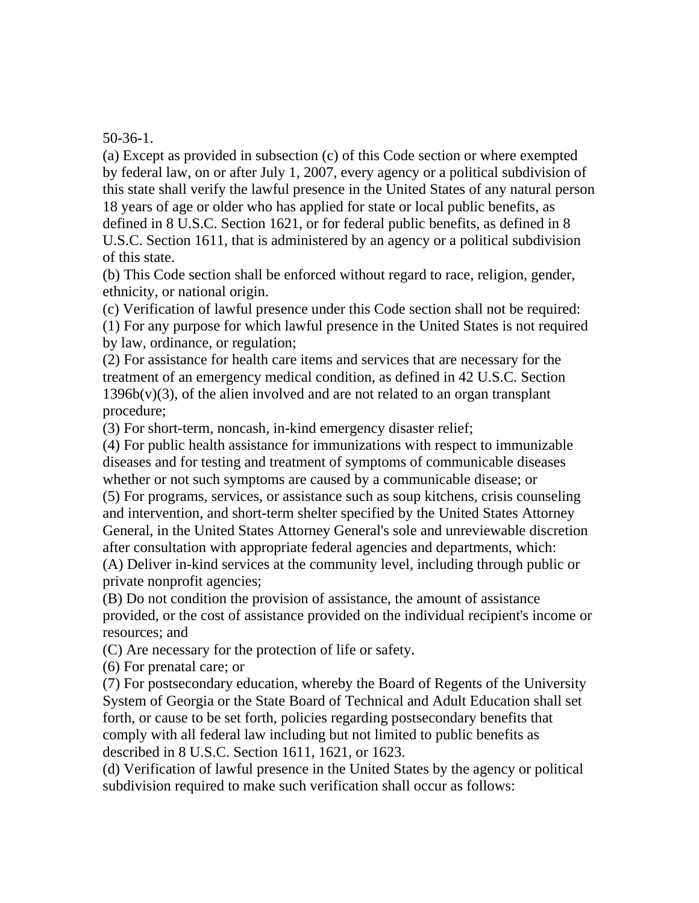50-36-1.

(a) Except as provided in subsection (c) of this Code section or where exempted by federal law, on or after July 1, 2007, every agency or a political subdivision of this state shall verify the lawful presence in the United States of any natural person 18 years of age or older who has applied for state or local public benefits, as defined in 8 U.S.C. Section 1621, or for federal public benefits, as defined in 8 U.S.C. Section 1611, that is administered by an agency or a political subdivision of this state.

(b) This Code section shall be enforced without regard to race, religion, gender, ethnicity, or national origin.

(c) Verification of lawful presence under this Code section shall not be required:

(1) For any purpose for which lawful presence in the United States is not required by law, ordinance, or regulation;

(2) For assistance for health care items and services that are necessary for the treatment of an emergency medical condition, as defined in 42 U.S.C. Section 1396b(v)(3), of the alien involved and are not related to an organ transplant procedure;

(3) For short-term, noncash, in-kind emergency disaster relief;

(4) For public health assistance for immunizations with respect to immunizable diseases and for testing and treatment of symptoms of communicable diseases whether or not such symptoms are caused by a communicable disease; or

(5) For programs, services, or assistance such as soup kitchens, crisis counseling and intervention, and short-term shelter specified by the United States Attorney General, in the United States Attorney General's sole and unreviewable discretion after consultation with appropriate federal agencies and departments, which:

(A) Deliver in-kind services at the community level, including through public or private nonprofit agencies;

(B) Do not condition the provision of assistance, the amount of assistance provided, or the cost of assistance provided on the individual recipient's income or resources; and

(C) Are necessary for the protection of life or safety.

(6) For prenatal care; or

(7) For postsecondary education, whereby the Board of Regents of the University System of Georgia or the State Board of Technical and Adult Education shall set forth, or cause to be set forth, policies regarding postsecondary benefits that comply with all federal law including but not limited to public benefits as described in 8 U.S.C. Section 1611, 1621, or 1623.

(d) Verification of lawful presence in the United States by the agency or political subdivision required to make such verification shall occur as follows: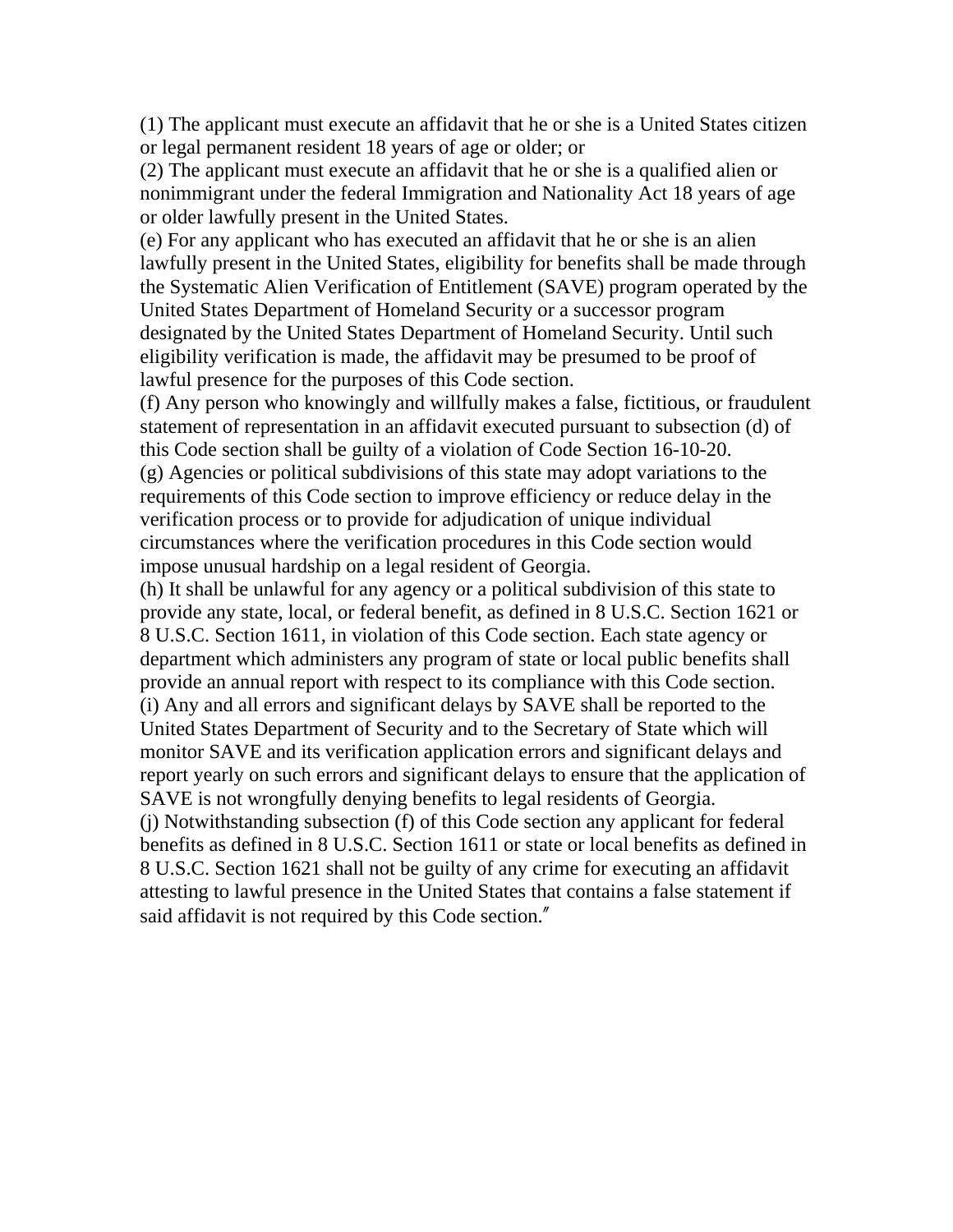(1) The applicant must execute an affidavit that he or she is a United States citizen or legal permanent resident 18 years of age or older; or

(2) The applicant must execute an affidavit that he or she is a qualified alien or nonimmigrant under the federal Immigration and Nationality Act 18 years of age or older lawfully present in the United States.

(e) For any applicant who has executed an affidavit that he or she is an alien lawfully present in the United States, eligibility for benefits shall be made through the Systematic Alien Verification of Entitlement (SAVE) program operated by the United States Department of Homeland Security or a successor program designated by the United States Department of Homeland Security. Until such eligibility verification is made, the affidavit may be presumed to be proof of lawful presence for the purposes of this Code section.

(f) Any person who knowingly and willfully makes a false, fictitious, or fraudulent statement of representation in an affidavit executed pursuant to subsection (d) of this Code section shall be guilty of a violation of Code Section 16-10-20.

(g) Agencies or political subdivisions of this state may adopt variations to the requirements of this Code section to improve efficiency or reduce delay in the verification process or to provide for adjudication of unique individual circumstances where the verification procedures in this Code section would impose unusual hardship on a legal resident of Georgia.

(h) It shall be unlawful for any agency or a political subdivision of this state to provide any state, local, or federal benefit, as defined in 8 U.S.C. Section 1621 or 8 U.S.C. Section 1611, in violation of this Code section. Each state agency or department which administers any program of state or local public benefits shall provide an annual report with respect to its compliance with this Code section.

(i) Any and all errors and significant delays by SAVE shall be reported to the United States Department of Security and to the Secretary of State which will monitor SAVE and its verification application errors and significant delays and report yearly on such errors and significant delays to ensure that the application of SAVE is not wrongfully denying benefits to legal residents of Georgia.

(j) Notwithstanding subsection (f) of this Code section any applicant for federal benefits as defined in 8 U.S.C. Section 1611 or state or local benefits as defined in 8 U.S.C. Section 1621 shall not be guilty of any crime for executing an affidavit attesting to lawful presence in the United States that contains a false statement if said affidavit is not required by this Code section.″